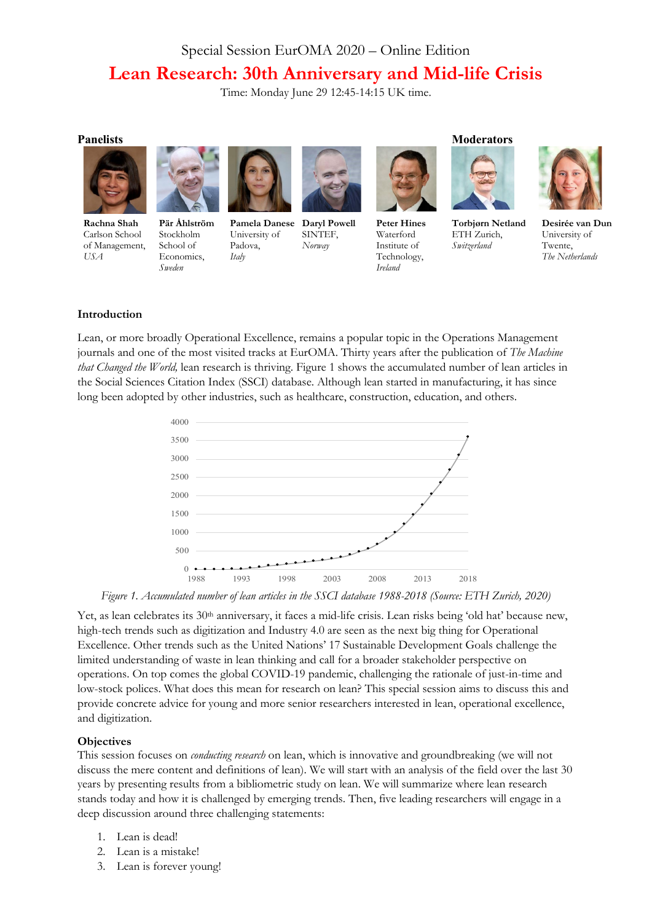Special Session EurOMA 2020 – Online Edition

# Lean Research: 30th Anniversary and Mid-life Crisis

Time: Monday June 29 12:45-14:15 UK time.

**Panelists**

**Rachna Shah**
Carlson School of Management, *USA*

**Pär Åhlström**
Stockholm School of Economics, *Sweden*

**Pamela Danese**
University of Padova, *Italy*

**Daryl Powell**
SINTEF, *Norway*

**Peter Hines**
Waterford Institute of Technology, *Ireland*

**Moderators**

**Torbjørn Netland**
ETH Zurich, *Switzerland*

**Desirée van Dun**
University of Twente, *The Netherlands*

## Introduction

Lean, or more broadly Operational Excellence, remains a popular topic in the Operations Management journals and one of the most visited tracks at EurOMA. Thirty years after the publication of *The Machine that Changed the World,* lean research is thriving. Figure 1 shows the accumulated number of lean articles in the Social Sciences Citation Index (SSCI) database. Although lean started in manufacturing, it has since long been adopted by other industries, such as healthcare, construction, education, and others.

*Figure 1. Accumulated number of lean articles in the SSCI database 1988-2018 (Source: ETH Zurich, 2020)*

Yet, as lean celebrates its 30th anniversary, it faces a mid-life crisis. Lean risks being 'old hat' because new, high-tech trends such as digitization and Industry 4.0 are seen as the next big thing for Operational Excellence. Other trends such as the United Nations' 17 Sustainable Development Goals challenge the limited understanding of waste in lean thinking and call for a broader stakeholder perspective on operations. On top comes the global COVID-19 pandemic, challenging the rationale of just-in-time and low-stock polices. What does this mean for research on lean? This special session aims to discuss this and provide concrete advice for young and more senior researchers interested in lean, operational excellence, and digitization.

## Objectives

This session focuses on *conducting research* on lean, which is innovative and groundbreaking (we will not discuss the mere content and definitions of lean). We will start with an analysis of the field over the last 30 years by presenting results from a bibliometric study on lean. We will summarize where lean research stands today and how it is challenged by emerging trends. Then, five leading researchers will engage in a deep discussion around three challenging statements:

1. Lean is dead!
2. Lean is a mistake!
3. Lean is forever young!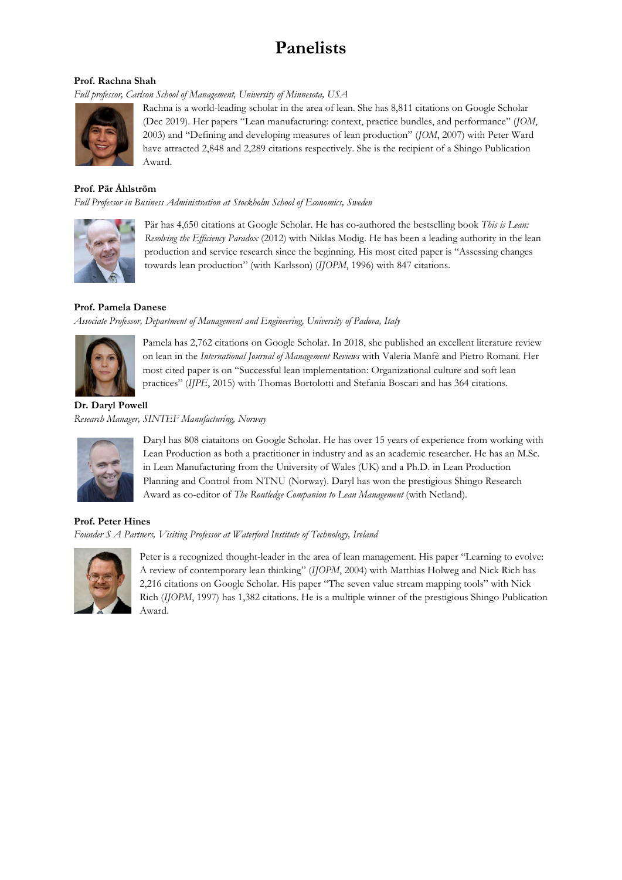# Panelists

**Prof. Rachna Shah**

*Full professor, Carlson School of Management, University of Minnesota, USA*

Rachna is a world-leading scholar in the area of lean. She has 8,811 citations on Google Scholar (Dec 2019). Her papers "Lean manufacturing: context, practice bundles, and performance" (*JOM*, 2003) and "Defining and developing measures of lean production" (*JOM*, 2007) with Peter Ward have attracted 2,848 and 2,289 citations respectively. She is the recipient of a Shingo Publication Award.

**Prof. Pär Åhlström**

*Full Professor in Business Administration at Stockholm School of Economics, Sweden*

Pär has 4,650 citations at Google Scholar. He has co-authored the bestselling book *This is Lean: Resolving the Efficiency Paradox* (2012) with Niklas Modig. He has been a leading authority in the lean production and service research since the beginning. His most cited paper is "Assessing changes towards lean production" (with Karlsson) (*IJOPM*, 1996) with 847 citations.

**Prof. Pamela Danese**

*Associate Professor, Department of Management and Engineering, University of Padova, Italy*

Pamela has 2,762 citations on Google Scholar. In 2018, she published an excellent literature review on lean in the *International Journal of Management Reviews* with Valeria Manfè and Pietro Romani. Her most cited paper is on "Successful lean implementation: Organizational culture and soft lean practices" (*IJPE*, 2015) with Thomas Bortolotti and Stefania Boscari and has 364 citations.

**Dr. Daryl Powell**

*Research Manager, SINTEF Manufacturing, Norway*

Daryl has 808 ciataitons on Google Scholar. He has over 15 years of experience from working with Lean Production as both a practitioner in industry and as an academic researcher. He has an M.Sc. in Lean Manufacturing from the University of Wales (UK) and a Ph.D. in Lean Production Planning and Control from NTNU (Norway). Daryl has won the prestigious Shingo Research Award as co-editor of *The Routledge Companion to Lean Management* (with Netland).

**Prof. Peter Hines**

*Founder S A Partners, Visiting Professor at Waterford Institute of Technology, Ireland*

Peter is a recognized thought-leader in the area of lean management. His paper "Learning to evolve: A review of contemporary lean thinking" (*IJOPM*, 2004) with Matthias Holweg and Nick Rich has 2,216 citations on Google Scholar. His paper "The seven value stream mapping tools" with Nick Rich (*IJOPM*, 1997) has 1,382 citations. He is a multiple winner of the prestigious Shingo Publication Award.